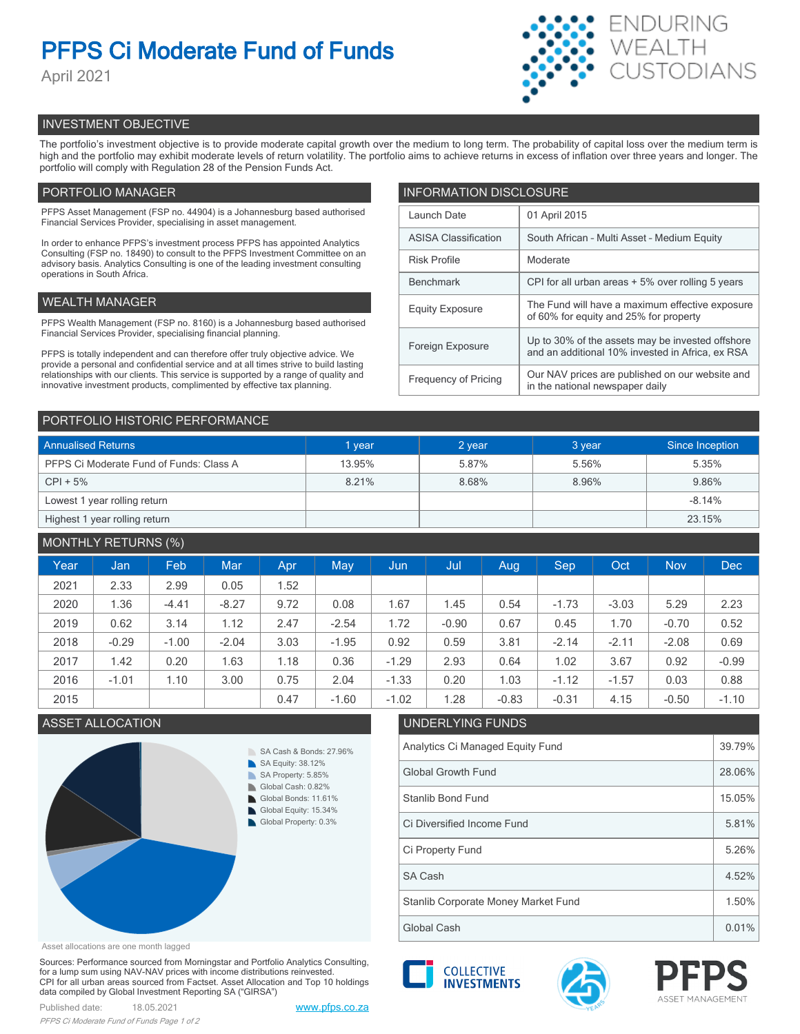# PFPS Ci Moderate Fund of Funds

April 2021

ENDURING WEALTH CUSTODIANS

## INVESTMENT OBJECTIVE

The portfolio's investment objective is to provide moderate capital growth over the medium to long term. The probability of capital loss over the medium term is high and the portfolio may exhibit moderate levels of return volatility. The portfolio aims to achieve returns in excess of inflation over three years and longer. The portfolio will comply with Regulation 28 of the Pension Funds Act.

## PORTFOLIO MANAGER

PFPS Asset Management (FSP no. 44904) is a Johannesburg based authorised Financial Services Provider, specialising in asset management.

In order to enhance PFPS's investment process PFPS has appointed Analytics Consulting (FSP no. 18490) to consult to the PFPS Investment Committee on an advisory basis. Analytics Consulting is one of the leading investment consulting operations in South Africa.

## WEALTH MANAGER

PFPS Wealth Management (FSP no. 8160) is a Johannesburg based authorised Financial Services Provider, specialising financial planning.

PFPS is totally independent and can therefore offer truly objective advice. We provide a personal and confidential service and at all times strive to build lasting relationships with our clients. This service is supported by a range of quality and innovative investment products, complimented by effective tax planning.

## INFORMATION DISCLOSURE

| | |
|---|---|
| Launch Date | 01 April 2015 |
| ASISA Classification | South African - Multi Asset - Medium Equity |
| Risk Profile | Moderate |
| Benchmark | CPI for all urban areas + 5% over rolling 5 years |
| Equity Exposure | The Fund will have a maximum effective exposure of 60% for equity and 25% for property |
| Foreign Exposure | Up to 30% of the assets may be invested offshore and an additional 10% invested in Africa, ex RSA |
| Frequency of Pricing | Our NAV prices are published on our website and in the national newspaper daily |

## PORTFOLIO HISTORIC PERFORMANCE

| Annualised Returns | 1 year | 2 year | 3 year | Since Inception |
|---|---|---|---|---|
| PFPS Ci Moderate Fund of Funds: Class A | 13.95% | 5.87% | 5.56% | 5.35% |
| CPI + 5% | 8.21% | 8.68% | 8.96% | 9.86% |
| Lowest 1 year rolling return | | | | -8.14% |
| Highest 1 year rolling return | | | | 23.15% |

## MONTHLY RETURNS (%)

| Year | Jan | Feb | Mar | Apr | May | Jun | Jul | Aug | Sep | Oct | Nov | Dec |
|---|---|---|---|---|---|---|---|---|---|---|---|---|
| 2021 | 2.33 | 2.99 | 0.05 | 1.52 | | | | | | | | |
| 2020 | 1.36 | -4.41 | -8.27 | 9.72 | 0.08 | 1.67 | 1.45 | 0.54 | -1.73 | -3.03 | 5.29 | 2.23 |
| 2019 | 0.62 | 3.14 | 1.12 | 2.47 | -2.54 | 1.72 | -0.90 | 0.67 | 0.45 | 1.70 | -0.70 | 0.52 |
| 2018 | -0.29 | -1.00 | -2.04 | 3.03 | -1.95 | 0.92 | 0.59 | 3.81 | -2.14 | -2.11 | -2.08 | 0.69 |
| 2017 | 1.42 | 0.20 | 1.63 | 1.18 | 0.36 | -1.29 | 2.93 | 0.64 | 1.02 | 3.67 | 0.92 | -0.99 |
| 2016 | -1.01 | 1.10 | 3.00 | 0.75 | 2.04 | -1.33 | 0.20 | 1.03 | -1.12 | -1.57 | 0.03 | 0.88 |
| 2015 | | | | 0.47 | -1.60 | -1.02 | 1.28 | -0.83 | -0.31 | 4.15 | -0.50 | -1.10 |

## ASSET ALLOCATION

- SA Cash & Bonds: 27.96%
- SA Equity: 38.12%
- SA Property: 5.85%
- Global Cash: 0.82%
- Global Bonds: 11.61%
- Global Equity: 15.34%
- Global Property: 0.3%

Asset allocations are one month lagged

## UNDERLYING FUNDS

| | |
|---|---|
| Analytics Ci Managed Equity Fund | 39.79% |
| Global Growth Fund | 28.06% |
| Stanlib Bond Fund | 15.05% |
| Ci Diversified Income Fund | 5.81% |
| Ci Property Fund | 5.26% |
| SA Cash | 4.52% |
| Stanlib Corporate Money Market Fund | 1.50% |
| Global Cash | 0.01% |

Sources: Performance sourced from Morningstar and Portfolio Analytics Consulting, for a lump sum using NAV-NAV prices with income distributions reinvested. CPI for all urban areas sourced from Factset. Asset Allocation and Top 10 holdings data compiled by Global Investment Reporting SA ("GIRSA")

Published date: 18.05.2021

www.pfps.co.za

COLLECTIVE INVESTMENTS

PFPS ASSET MANAGEMENT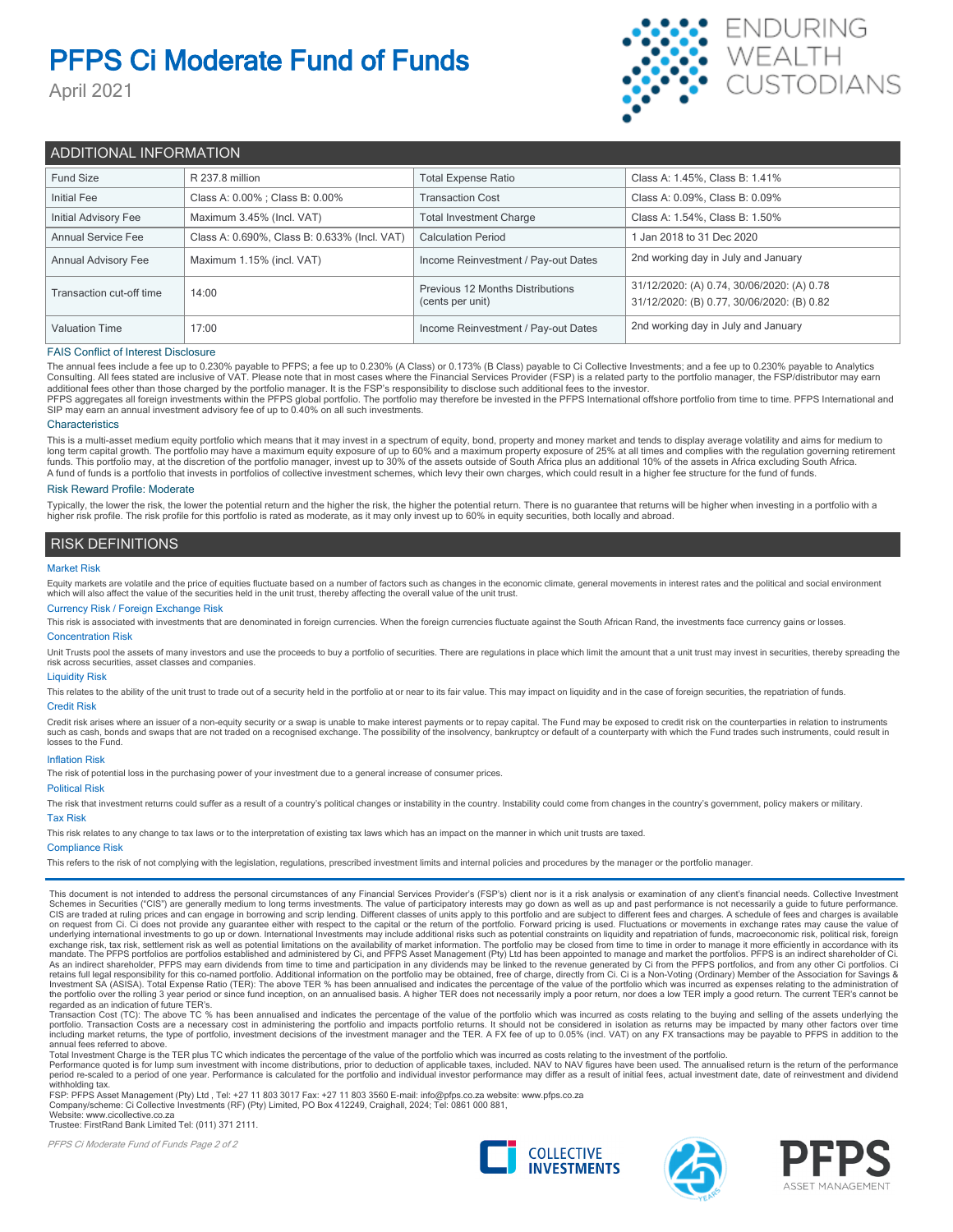# PFPS Ci Moderate Fund of Funds

April 2021

ENDURING WEALTH CUSTODIANS

## ADDITIONAL INFORMATION

| | | | |
|---|---|---|---|
| Fund Size | R 237.8 million | Total Expense Ratio | Class A: 1.45%, Class B: 1.41% |
| Initial Fee | Class A: 0.00% ; Class B: 0.00% | Transaction Cost | Class A: 0.09%, Class B: 0.09% |
| Initial Advisory Fee | Maximum 3.45% (Incl. VAT) | Total Investment Charge | Class A: 1.54%, Class B: 1.50% |
| Annual Service Fee | Class A: 0.690%, Class B: 0.633% (Incl. VAT) | Calculation Period | 1 Jan 2018 to 31 Dec 2020 |
| Annual Advisory Fee | Maximum 1.15% (incl. VAT) | Income Reinvestment / Pay-out Dates | 2nd working day in July and January |
| Transaction cut-off time | 14:00 | Previous 12 Months Distributions (cents per unit) | 31/12/2020: (A) 0.74, 30/06/2020: (A) 0.78<br>31/12/2020: (B) 0.77, 30/06/2020: (B) 0.82 |
| Valuation Time | 17:00 | Income Reinvestment / Pay-out Dates | 2nd working day in July and January |

### FAIS Conflict of Interest Disclosure

The annual fees include a fee up to 0.230% payable to PFPS; a fee up to 0.230% (A Class) or 0.173% (B Class) payable to Ci Collective Investments; and a fee up to 0.230% payable to Analytics Consulting. All fees stated are inclusive of VAT. Please note that in most cases where the Financial Services Provider (FSP) is a related party to the portfolio manager, the FSP/distributor may earn additional fees other than those charged by the portfolio manager. It is the FSP's responsibility to disclose such additional fees to the investor.
PFPS aggregates all foreign investments within the PFPS global portfolio. The portfolio may therefore be invested in the PFPS International offshore portfolio from time to time. PFPS International and SIP may earn an annual investment advisory fee of up to 0.40% on all such investments.

### Characteristics

This is a multi-asset medium equity portfolio which means that it may invest in a spectrum of equity, bond, property and money market and tends to display average volatility and aims for medium to long term capital growth. The portfolio may have a maximum equity exposure of up to 60% and a maximum property exposure of 25% at all times and complies with the regulation governing retirement funds. This portfolio may, at the discretion of the portfolio manager, invest up to 30% of the assets outside of South Africa plus an additional 10% of the assets in Africa excluding South Africa.
A fund of funds is a portfolio that invests in portfolios of collective investment schemes, which levy their own charges, which could result in a higher fee structure for the fund of funds.

### Risk Reward Profile: Moderate

Typically, the lower the risk, the lower the potential return and the higher the risk, the higher the potential return. There is no guarantee that returns will be higher when investing in a portfolio with a higher risk profile. The risk profile for this portfolio is rated as moderate, as it may only invest up to 60% in equity securities, both locally and abroad.

## RISK DEFINITIONS

### Market Risk

Equity markets are volatile and the price of equities fluctuate based on a number of factors such as changes in the economic climate, general movements in interest rates and the political and social environment which will also affect the value of the securities held in the unit trust, thereby affecting the overall value of the unit trust.

### Currency Risk / Foreign Exchange Risk

This risk is associated with investments that are denominated in foreign currencies. When the foreign currencies fluctuate against the South African Rand, the investments face currency gains or losses.

### Concentration Risk

Unit Trusts pool the assets of many investors and use the proceeds to buy a portfolio of securities. There are regulations in place which limit the amount that a unit trust may invest in securities, thereby spreading the risk across securities, asset classes and companies.

### Liquidity Risk

This relates to the ability of the unit trust to trade out of a security held in the portfolio at or near to its fair value. This may impact on liquidity and in the case of foreign securities, the repatriation of funds.

### Credit Risk

Credit risk arises where an issuer of a non-equity security or a swap is unable to make interest payments or to repay capital. The Fund may be exposed to credit risk on the counterparties in relation to instruments such as cash, bonds and swaps that are not traded on a recognised exchange. The possibility of the insolvency, bankruptcy or default of a counterparty with which the Fund trades such instruments, could result in losses to the Fund.

### Inflation Risk

The risk of potential loss in the purchasing power of your investment due to a general increase of consumer prices.

### Political Risk

The risk that investment returns could suffer as a result of a country's political changes or instability in the country. Instability could come from changes in the country's government, policy makers or military.

### Tax Risk

This risk relates to any change to tax laws or to the interpretation of existing tax laws which has an impact on the manner in which unit trusts are taxed.

### Compliance Risk

This refers to the risk of not complying with the legislation, regulations, prescribed investment limits and internal policies and procedures by the manager or the portfolio manager.

This document is not intended to address the personal circumstances of any Financial Services Provider's (FSP's) client nor is it a risk analysis or examination of any client's financial needs. Collective Investment Schemes in Securities ("CIS") are generally medium to long terms investments. The value of participatory interests may go down as well as up and past performance is not necessarily a guide to future performance. CIS are traded at ruling prices and can engage in borrowing and scrip lending. Different classes of units apply to this portfolio and are subject to different fees and charges. A schedule of fees and charges is available on request from Ci. Ci does not provide any guarantee either with respect to the capital or the return of the portfolio. Forward pricing is used. Fluctuations or movements in exchange rates may cause the value of underlying international investments to go up or down. International Investments may include additional risks such as potential constraints on liquidity and repatriation of funds, macroeconomic risk, political risk, foreign exchange risk, tax risk, settlement risk as well as potential limitations on the availability of market information. The portfolio may be closed from time to time in order to manage it more efficiently in accordance with its mandate. The PFPS portfolios are portfolios established and administered by Ci, and PFPS Asset Management (Pty) Ltd has been appointed to manage and market the portfolios. PFPS is an indirect shareholder of Ci. As an indirect shareholder, PFPS may earn dividends from time to time and participation in any dividends may be linked to the revenue generated by Ci from the PFPS portfolios, and from any other Ci portfolios. Ci retains full legal responsibility for this co-named portfolio. Additional information on the portfolio may be obtained, free of charge, directly from Ci. Ci is a Non-Voting (Ordinary) Member of the Association for Savings & Investment SA (ASISA). Total Expense Ratio (TER): The above TER % has been annualised and indicates the percentage of the value of the portfolio which was incurred as expenses relating to the administration of the portfolio over the rolling 3 year period or since fund inception, on an annualised basis. A higher TER does not necessarily imply a poor return, nor does a low TER imply a good return. The current TER's cannot be regarded as an indication of future TER's.
Transaction Cost (TC): The above TC % has been annualised and indicates the percentage of the value of the portfolio which was incurred as costs relating to the buying and selling of the assets underlying the portfolio. Transaction Costs are a necessary cost in administering the portfolio and impacts portfolio returns. It should not be considered in isolation as returns may be impacted by many other factors over time including market returns, the type of portfolio, investment decisions of the investment manager and the TER. A FX fee of up to 0.05% (incl. VAT) on any FX transactions may be payable to PFPS in addition to the annual fees referred to above.
Total Investment Charge is the TER plus TC which indicates the percentage of the value of the portfolio which was incurred as costs relating to the investment of the portfolio.
Performance quoted is for lump sum investment with income distributions, prior to deduction of applicable taxes, included. NAV to NAV figures have been used. The annualised return is the return of the performance period re-scaled to a period of one year. Performance is calculated for the portfolio and individual investor performance may differ as a result of initial fees, actual investment date, date of reinvestment and dividend withholding tax.
FSP: PFPS Asset Management (Pty) Ltd , Tel: +27 11 803 3017 Fax: +27 11 803 3560 E-mail: info@pfps.co.za website: www.pfps.co.za
Company/scheme: Ci Collective Investments (RF) (Pty) Limited, PO Box 412249, Craighall, 2024; Tel: 0861 000 881,
Website: www.cicollective.co.za
Trustee: FirstRand Bank Limited Tel: (011) 371 2111.

COLLECTIVE INVESTMENTS

PFPS ASSET MANAGEMENT